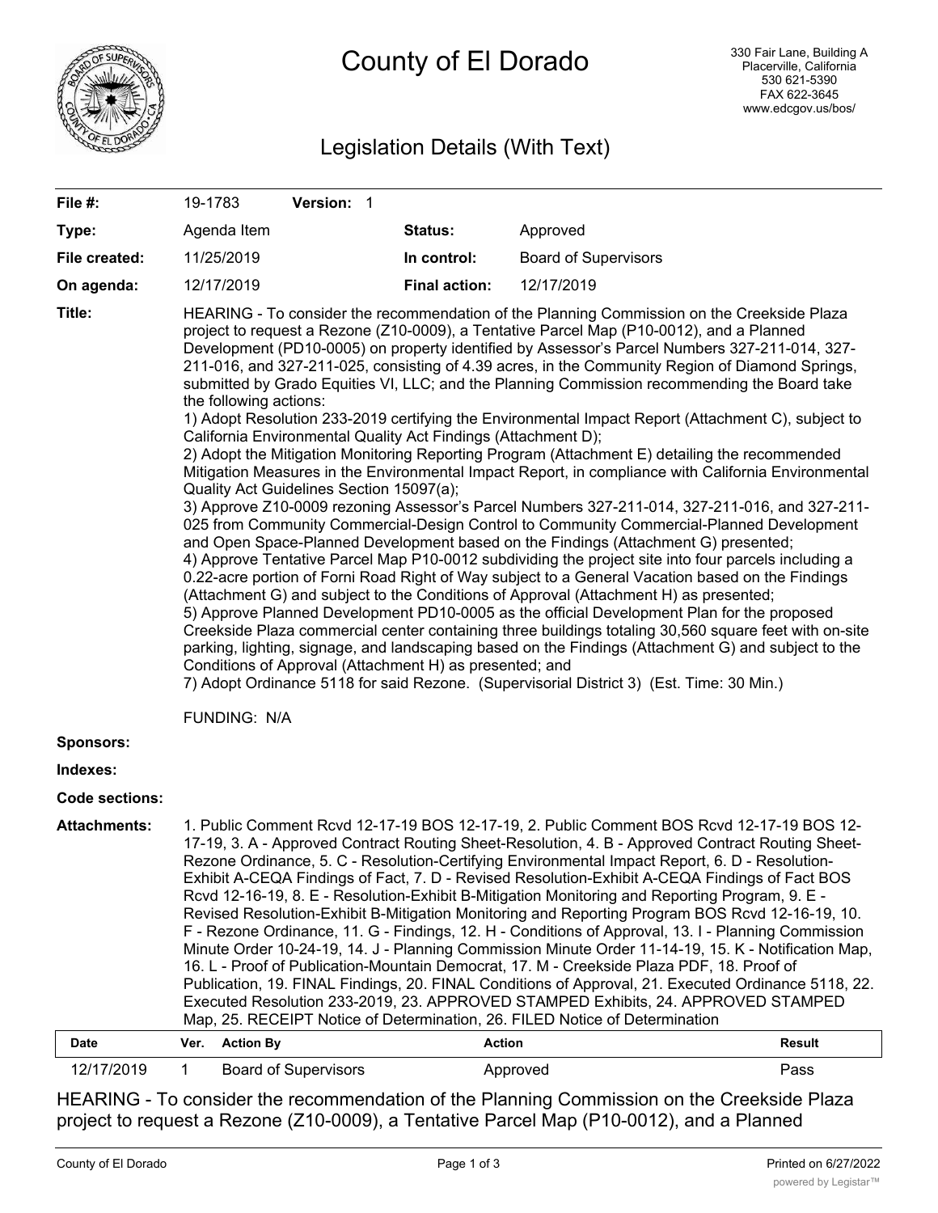# County of El Dorado

330 Fair Lane, Building A
Placerville, California
530 621-5390
FAX 622-3645
www.edcgov.us/bos/

## Legislation Details (With Text)

| | | | |
|---|---|---|---|
| **File #:** | 19-1783 **Version:** 1 | | |
| **Type:** | Agenda Item | **Status:** | Approved |
| **File created:** | 11/25/2019 | **In control:** | Board of Supervisors |
| **On agenda:** | 12/17/2019 | **Final action:** | 12/17/2019 |

**Title:** HEARING - To consider the recommendation of the Planning Commission on the Creekside Plaza project to request a Rezone (Z10-0009), a Tentative Parcel Map (P10-0012), and a Planned Development (PD10-0005) on property identified by Assessor's Parcel Numbers 327-211-014, 327-211-016, and 327-211-025, consisting of 4.39 acres, in the Community Region of Diamond Springs, submitted by Grado Equities VI, LLC; and the Planning Commission recommending the Board take the following actions:
1) Adopt Resolution 233-2019 certifying the Environmental Impact Report (Attachment C), subject to California Environmental Quality Act Findings (Attachment D);
2) Adopt the Mitigation Monitoring Reporting Program (Attachment E) detailing the recommended Mitigation Measures in the Environmental Impact Report, in compliance with California Environmental Quality Act Guidelines Section 15097(a);
3) Approve Z10-0009 rezoning Assessor's Parcel Numbers 327-211-014, 327-211-016, and 327-211-025 from Community Commercial-Design Control to Community Commercial-Planned Development and Open Space-Planned Development based on the Findings (Attachment G) presented;
4) Approve Tentative Parcel Map P10-0012 subdividing the project site into four parcels including a 0.22-acre portion of Forni Road Right of Way subject to a General Vacation based on the Findings (Attachment G) and subject to the Conditions of Approval (Attachment H) as presented;
5) Approve Planned Development PD10-0005 as the official Development Plan for the proposed Creekside Plaza commercial center containing three buildings totaling 30,560 square feet with on-site parking, lighting, signage, and landscaping based on the Findings (Attachment G) and subject to the Conditions of Approval (Attachment H) as presented; and
7) Adopt Ordinance 5118 for said Rezone. (Supervisorial District 3) (Est. Time: 30 Min.)

FUNDING: N/A

**Sponsors:**

**Indexes:**

**Code sections:**

**Attachments:** 1. Public Comment Rcvd 12-17-19 BOS 12-17-19, 2. Public Comment BOS Rcvd 12-17-19 BOS 12-17-19, 3. A - Approved Contract Routing Sheet-Resolution, 4. B - Approved Contract Routing Sheet-Rezone Ordinance, 5. C - Resolution-Certifying Environmental Impact Report, 6. D - Resolution-Exhibit A-CEQA Findings of Fact, 7. D - Revised Resolution-Exhibit A-CEQA Findings of Fact BOS Rcvd 12-16-19, 8. E - Resolution-Exhibit B-Mitigation Monitoring and Reporting Program, 9. E - Revised Resolution-Exhibit B-Mitigation Monitoring and Reporting Program BOS Rcvd 12-16-19, 10. F - Rezone Ordinance, 11. G - Findings, 12. H - Conditions of Approval, 13. I - Planning Commission Minute Order 10-24-19, 14. J - Planning Commission Minute Order 11-14-19, 15. K - Notification Map, 16. L - Proof of Publication-Mountain Democrat, 17. M - Creekside Plaza PDF, 18. Proof of Publication, 19. FINAL Findings, 20. FINAL Conditions of Approval, 21. Executed Ordinance 5118, 22. Executed Resolution 233-2019, 23. APPROVED STAMPED Exhibits, 24. APPROVED STAMPED Map, 25. RECEIPT Notice of Determination, 26. FILED Notice of Determination

| Date | Ver. | Action By | Action | Result |
|---|---|---|---|---|
| 12/17/2019 | 1 | Board of Supervisors | Approved | Pass |

HEARING - To consider the recommendation of the Planning Commission on the Creekside Plaza project to request a Rezone (Z10-0009), a Tentative Parcel Map (P10-0012), and a Planned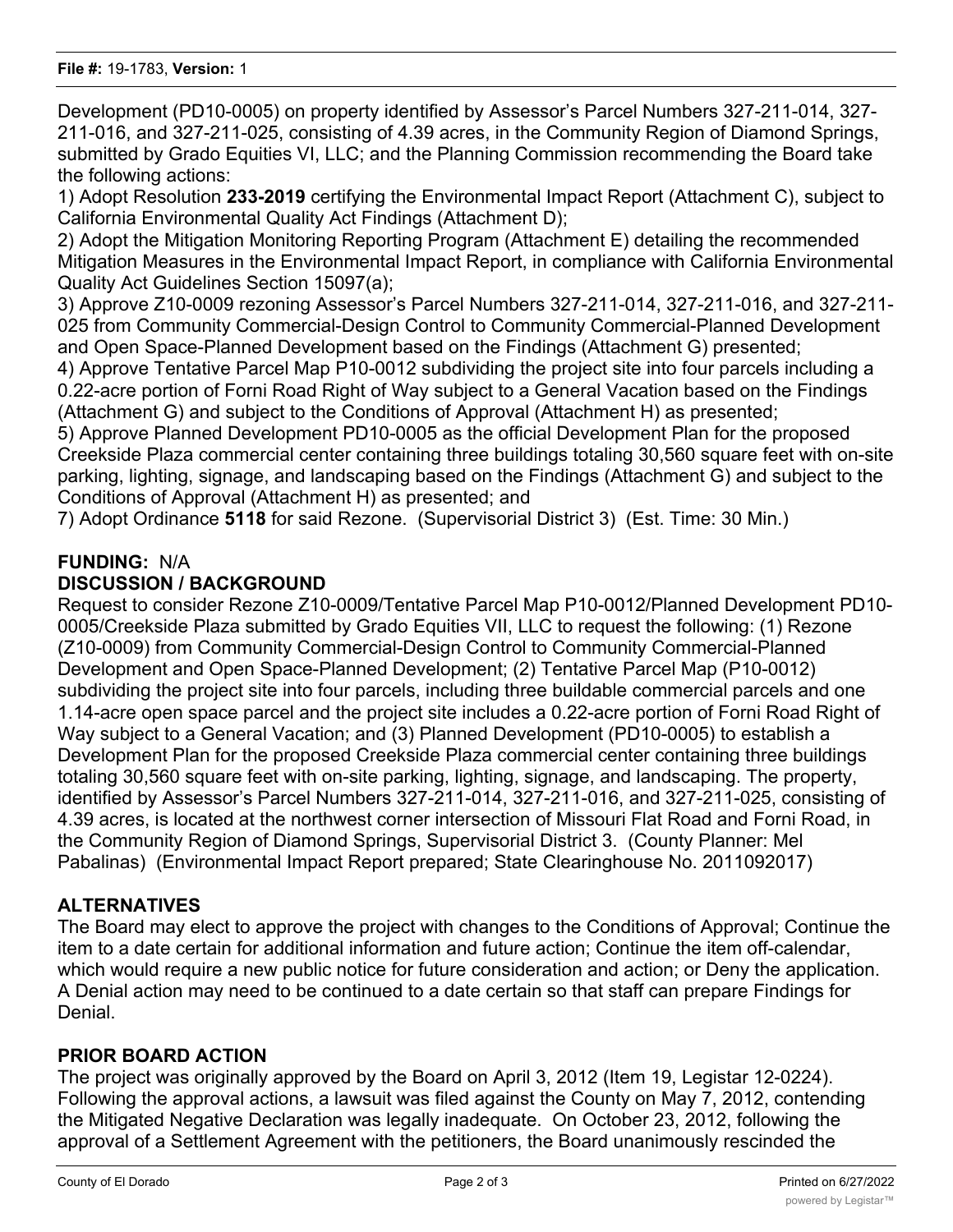Development (PD10-0005) on property identified by Assessor's Parcel Numbers 327-211-014, 327-211-016, and 327-211-025, consisting of 4.39 acres, in the Community Region of Diamond Springs, submitted by Grado Equities VI, LLC; and the Planning Commission recommending the Board take the following actions:

1) Adopt Resolution **233-2019** certifying the Environmental Impact Report (Attachment C), subject to California Environmental Quality Act Findings (Attachment D);

2) Adopt the Mitigation Monitoring Reporting Program (Attachment E) detailing the recommended Mitigation Measures in the Environmental Impact Report, in compliance with California Environmental Quality Act Guidelines Section 15097(a);

3) Approve Z10-0009 rezoning Assessor's Parcel Numbers 327-211-014, 327-211-016, and 327-211-025 from Community Commercial-Design Control to Community Commercial-Planned Development and Open Space-Planned Development based on the Findings (Attachment G) presented;

4) Approve Tentative Parcel Map P10-0012 subdividing the project site into four parcels including a 0.22-acre portion of Forni Road Right of Way subject to a General Vacation based on the Findings (Attachment G) and subject to the Conditions of Approval (Attachment H) as presented;

5) Approve Planned Development PD10-0005 as the official Development Plan for the proposed Creekside Plaza commercial center containing three buildings totaling 30,560 square feet with on-site parking, lighting, signage, and landscaping based on the Findings (Attachment G) and subject to the Conditions of Approval (Attachment H) as presented; and

7) Adopt Ordinance **5118** for said Rezone. (Supervisorial District 3) (Est. Time: 30 Min.)

**FUNDING:** N/A

**DISCUSSION / BACKGROUND**

Request to consider Rezone Z10-0009/Tentative Parcel Map P10-0012/Planned Development PD10-0005/Creekside Plaza submitted by Grado Equities VII, LLC to request the following: (1) Rezone (Z10-0009) from Community Commercial-Design Control to Community Commercial-Planned Development and Open Space-Planned Development; (2) Tentative Parcel Map (P10-0012) subdividing the project site into four parcels, including three buildable commercial parcels and one 1.14-acre open space parcel and the project site includes a 0.22-acre portion of Forni Road Right of Way subject to a General Vacation; and (3) Planned Development (PD10-0005) to establish a Development Plan for the proposed Creekside Plaza commercial center containing three buildings totaling 30,560 square feet with on-site parking, lighting, signage, and landscaping. The property, identified by Assessor's Parcel Numbers 327-211-014, 327-211-016, and 327-211-025, consisting of 4.39 acres, is located at the northwest corner intersection of Missouri Flat Road and Forni Road, in the Community Region of Diamond Springs, Supervisorial District 3. (County Planner: Mel Pabalinas) (Environmental Impact Report prepared; State Clearinghouse No. 2011092017)

**ALTERNATIVES**

The Board may elect to approve the project with changes to the Conditions of Approval; Continue the item to a date certain for additional information and future action; Continue the item off-calendar, which would require a new public notice for future consideration and action; or Deny the application. A Denial action may need to be continued to a date certain so that staff can prepare Findings for Denial.

**PRIOR BOARD ACTION**

The project was originally approved by the Board on April 3, 2012 (Item 19, Legistar 12-0224). Following the approval actions, a lawsuit was filed against the County on May 7, 2012, contending the Mitigated Negative Declaration was legally inadequate. On October 23, 2012, following the approval of a Settlement Agreement with the petitioners, the Board unanimously rescinded the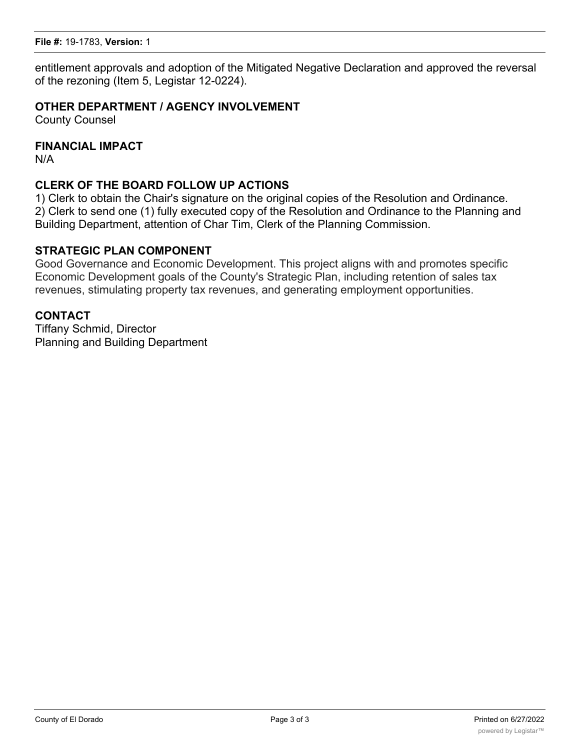entitlement approvals and adoption of the Mitigated Negative Declaration and approved the reversal of the rezoning (Item 5, Legistar 12-0224).

## OTHER DEPARTMENT / AGENCY INVOLVEMENT

County Counsel

## FINANCIAL IMPACT

N/A

## CLERK OF THE BOARD FOLLOW UP ACTIONS

1) Clerk to obtain the Chair's signature on the original copies of the Resolution and Ordinance.
2) Clerk to send one (1) fully executed copy of the Resolution and Ordinance to the Planning and Building Department, attention of Char Tim, Clerk of the Planning Commission.

## STRATEGIC PLAN COMPONENT

Good Governance and Economic Development. This project aligns with and promotes specific Economic Development goals of the County's Strategic Plan, including retention of sales tax revenues, stimulating property tax revenues, and generating employment opportunities.

## CONTACT

Tiffany Schmid, Director
Planning and Building Department